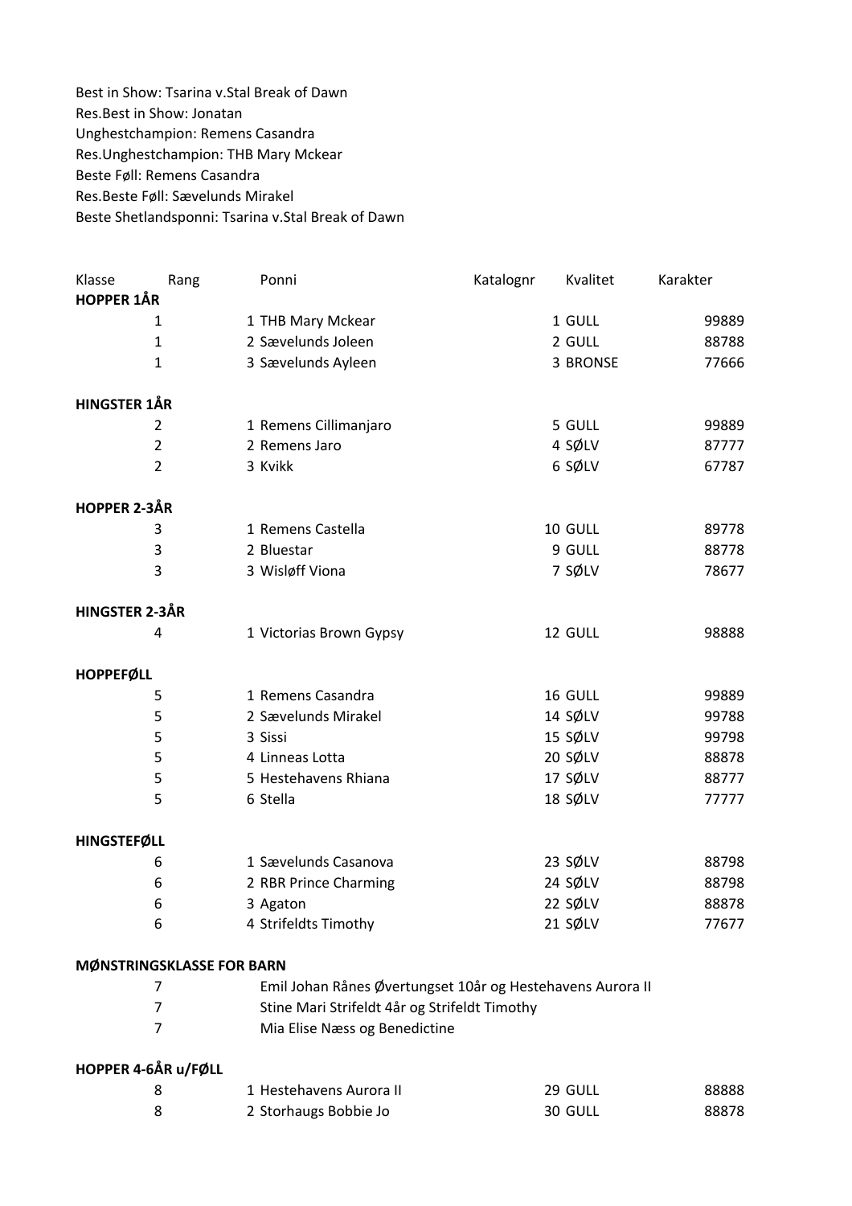Best in Show: Tsarina v.Stal Break of Dawn
Res.Best in Show: Jonatan
Unghestchampion: Remens Casandra
Res.Unghestchampion: THB Mary Mckear
Beste Føll: Remens Casandra
Res.Beste Føll: Sævelunds Mirakel
Beste Shetlandsponni: Tsarina v.Stal Break of Dawn

| Klasse | Rang | Ponni | Katalognr | Kvalitet | Karakter |
|---|---|---|---|---|---|
| **HOPPER 1ÅR** | | | | | |
| 1 | 1 | THB Mary Mckear | 1 | GULL | 99889 |
| 1 | 2 | Sævelunds Joleen | 2 | GULL | 88788 |
| 1 | 3 | Sævelunds Ayleen | 3 | BRONSE | 77666 |
| **HINGSTER 1ÅR** | | | | | |
| 2 | 1 | Remens Cillimanjaro | 5 | GULL | 99889 |
| 2 | 2 | Remens Jaro | 4 | SØLV | 87777 |
| 2 | 3 | Kvikk | 6 | SØLV | 67787 |
| **HOPPER 2-3ÅR** | | | | | |
| 3 | 1 | Remens Castella | 10 | GULL | 89778 |
| 3 | 2 | Bluestar | 9 | GULL | 88778 |
| 3 | 3 | Wisløff Viona | 7 | SØLV | 78677 |
| **HINGSTER 2-3ÅR** | | | | | |
| 4 | 1 | Victorias Brown Gypsy | 12 | GULL | 98888 |
| **HOPPEFØLL** | | | | | |
| 5 | 1 | Remens Casandra | 16 | GULL | 99889 |
| 5 | 2 | Sævelunds Mirakel | 14 | SØLV | 99788 |
| 5 | 3 | Sissi | 15 | SØLV | 99798 |
| 5 | 4 | Linneas Lotta | 20 | SØLV | 88878 |
| 5 | 5 | Hestehavens Rhiana | 17 | SØLV | 88777 |
| 5 | 6 | Stella | 18 | SØLV | 77777 |
| **HINGSTEFØLL** | | | | | |
| 6 | 1 | Sævelunds Casanova | 23 | SØLV | 88798 |
| 6 | 2 | RBR Prince Charming | 24 | SØLV | 88798 |
| 6 | 3 | Agaton | 22 | SØLV | 88878 |
| 6 | 4 | Strifeldts Timothy | 21 | SØLV | 77677 |
| **MØNSTRINGSKLASSE FOR BARN** | | | | | |
| 7 | | Emil Johan Rånes Øvertungset 10år og Hestehavens Aurora II | | | |
| 7 | | Stine Mari Strifeldt 4år og Strifeldt Timothy | | | |
| 7 | | Mia Elise Næss og Benedictine | | | |
| **HOPPER 4-6ÅR u/FØLL** | | | | | |
| 8 | 1 | Hestehavens Aurora II | 29 | GULL | 88888 |
| 8 | 2 | Storhaugs Bobbie Jo | 30 | GULL | 88878 |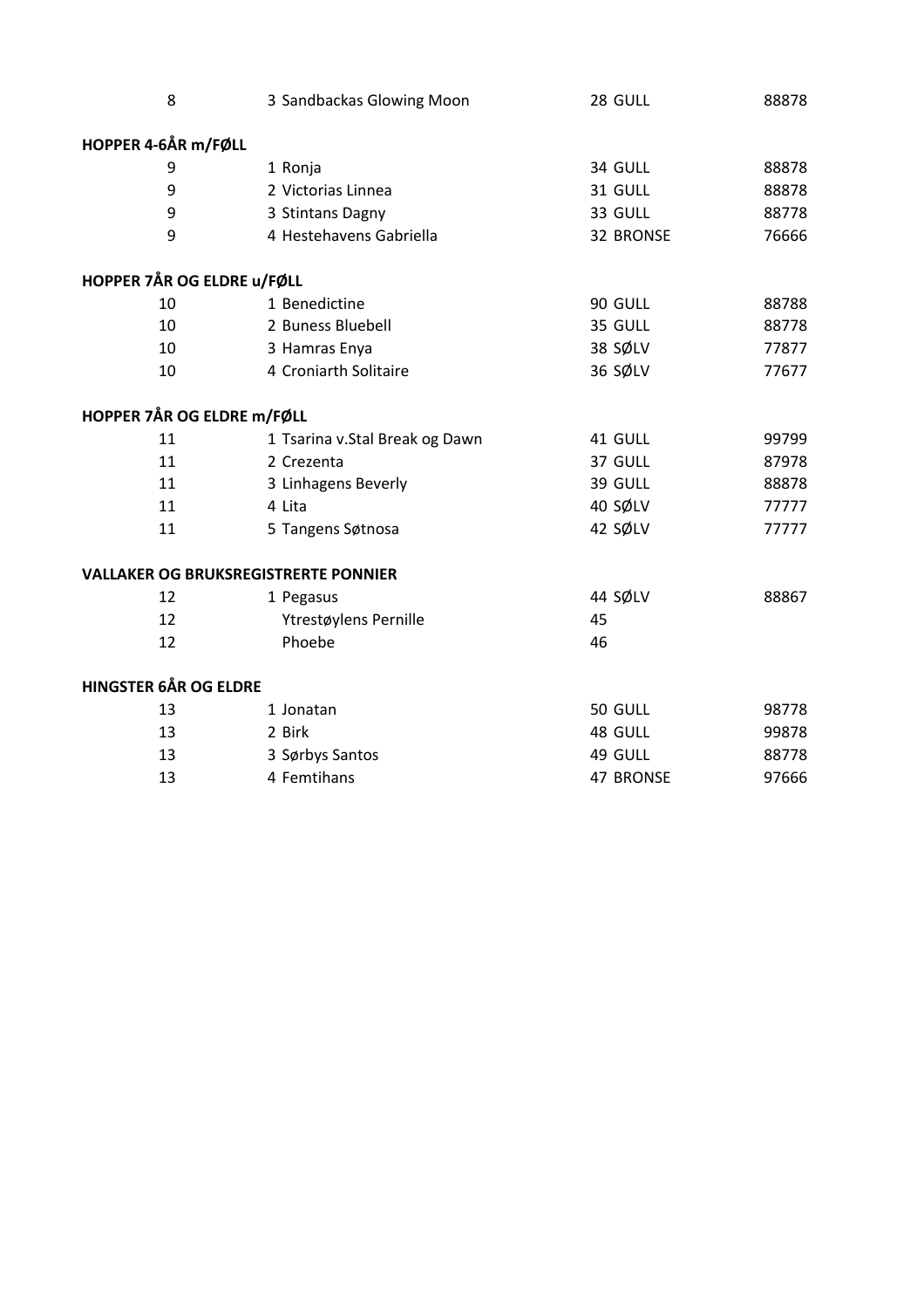| | | | | | |
|---|---|---|---|---|---|
| 8 | 3 | Sandbackas Glowing Moon | 28 | GULL | 88878 |

**HOPPER 4-6ÅR m/FØLL**

| | | | | | |
|---|---|---|---|---|---|
| 9 | 1 | Ronja | 34 | GULL | 88878 |
| 9 | 2 | Victorias Linnea | 31 | GULL | 88878 |
| 9 | 3 | Stintans Dagny | 33 | GULL | 88778 |
| 9 | 4 | Hestehavens Gabriella | 32 | BRONSE | 76666 |

**HOPPER 7ÅR OG ELDRE u/FØLL**

| | | | | | |
|---|---|---|---|---|---|
| 10 | 1 | Benedictine | 90 | GULL | 88788 |
| 10 | 2 | Buness Bluebell | 35 | GULL | 88778 |
| 10 | 3 | Hamras Enya | 38 | SØLV | 77877 |
| 10 | 4 | Croniarth Solitaire | 36 | SØLV | 77677 |

**HOPPER 7ÅR OG ELDRE m/FØLL**

| | | | | | |
|---|---|---|---|---|---|
| 11 | 1 | Tsarina v.Stal Break og Dawn | 41 | GULL | 99799 |
| 11 | 2 | Crezenta | 37 | GULL | 87978 |
| 11 | 3 | Linhagens Beverly | 39 | GULL | 88878 |
| 11 | 4 | Lita | 40 | SØLV | 77777 |
| 11 | 5 | Tangens Søtnosa | 42 | SØLV | 77777 |

**VALLAKER OG BRUKSREGISTRERTE PONNIER**

| | | | | | |
|---|---|---|---|---|---|
| 12 | 1 | Pegasus | 44 | SØLV | 88867 |
| 12 | | Ytrestøylens Pernille | 45 | | |
| 12 | | Phoebe | 46 | | |

**HINGSTER 6ÅR OG ELDRE**

| | | | | | |
|---|---|---|---|---|---|
| 13 | 1 | Jonatan | 50 | GULL | 98778 |
| 13 | 2 | Birk | 48 | GULL | 99878 |
| 13 | 3 | Sørbys Santos | 49 | GULL | 88778 |
| 13 | 4 | Femtihans | 47 | BRONSE | 97666 |